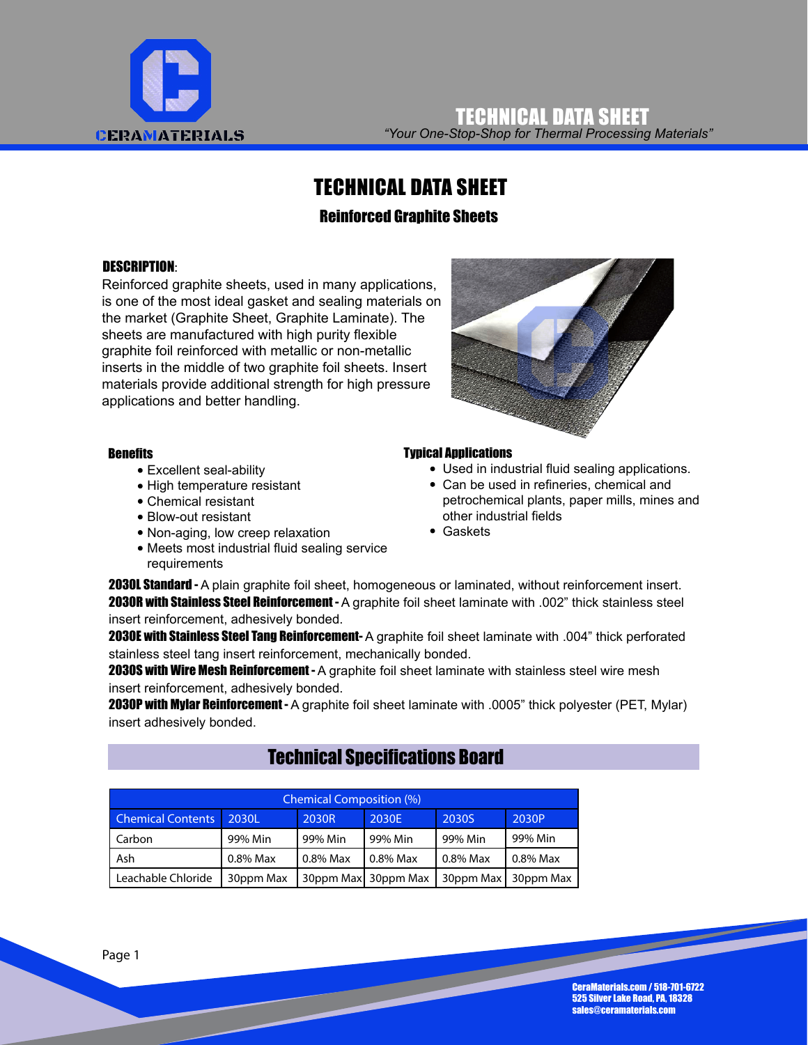# TECHNICAL DATA SHEET

## Reinforced Graphite Sheets

**DESCRIPTION**:

Reinforced graphite sheets, used in many applications, is one of the most ideal gasket and sealing materials on the market (Graphite Sheet, Graphite Laminate). The sheets are manufactured with high purity flexible graphite foil reinforced with metallic or non-metallic inserts in the middle of two graphite foil sheets. Insert materials provide additional strength for high pressure applications and better handling.

**Benefits**

- Excellent seal-ability
- High temperature resistant
- Chemical resistant
- Blow-out resistant
- Non-aging, low creep relaxation
- Meets most industrial fluid sealing service requirements

**Typical Applications**

- Used in industrial fluid sealing applications.
- Can be used in refineries, chemical and petrochemical plants, paper mills, mines and other industrial fields
- Gaskets

**2030L Standard -** A plain graphite foil sheet, homogeneous or laminated, without reinforcement insert.

**2030R with Stainless Steel Reinforcement -** A graphite foil sheet laminate with .002" thick stainless steel insert reinforcement, adhesively bonded.

**2030E with Stainless Steel Tang Reinforcement-** A graphite foil sheet laminate with .004" thick perforated stainless steel tang insert reinforcement, mechanically bonded.

**2030S with Wire Mesh Reinforcement -** A graphite foil sheet laminate with stainless steel wire mesh insert reinforcement, adhesively bonded.

**2030P with Mylar Reinforcement -** A graphite foil sheet laminate with .0005" thick polyester (PET, Mylar) insert adhesively bonded.

## Technical Specifications Board

| Chemical Composition (%) | | | | | |
|---|---|---|---|---|---|
| Chemical Contents | 2030L | 2030R | 2030E | 2030S | 2030P |
| Carbon | 99% Min | 99% Min | 99% Min | 99% Min | 99% Min |
| Ash | 0.8% Max | 0.8% Max | 0.8% Max | 0.8% Max | 0.8% Max |
| Leachable Chloride | 30ppm Max | 30ppm Max | 30ppm Max | 30ppm Max | 30ppm Max |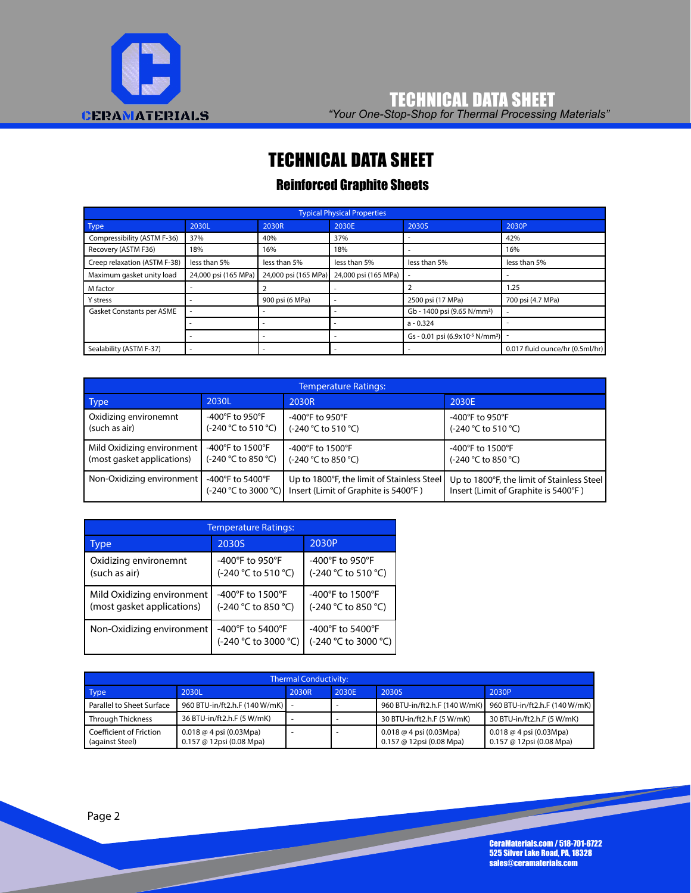# TECHNICAL DATA SHEET

## Reinforced Graphite Sheets

| Typical Physical Properties | | | | | |
|---|---|---|---|---|---|
| Type | 2030L | 2030R | 2030E | 2030S | 2030P |
| Compressibility (ASTM F-36) | 37% | 40% | 37% | - | 42% |
| Recovery (ASTM F36) | 18% | 16% | 18% | - | 16% |
| Creep relaxation (ASTM F-38) | less than 5% | less than 5% | less than 5% | less than 5% | less than 5% |
| Maximum gasket unity load | 24,000 psi (165 MPa) | 24,000 psi (165 MPa) | 24,000 psi (165 MPa) | - | - |
| M factor | - | 2 | - | 2 | 1.25 |
| Y stress | - | 900 psi (6 MPa) | - | 2500 psi (17 MPa) | 700 psi (4.7 MPa) |
| Gasket Constants per ASME | - | - | - | Gb - 1400 psi (9.65 N/mm²) | - |
| | - | - | - | a - 0.324 | - |
| | - | - | - | Gs - 0.01 psi (6.9x10$^{-5}$ N/mm²) | - |
| Sealability (ASTM F-37) | - | - | - | - | 0.017 fluid ounce/hr (0.5ml/hr) |

| Temperature Ratings: | | | |
|---|---|---|---|
| Type | 2030L | 2030R | 2030E |
| Oxidizing environemnt (such as air) | -400°F to 950°F (-240 °C to 510 °C) | -400°F to 950°F (-240 °C to 510 °C) | -400°F to 950°F (-240 °C to 510 °C) |
| Mild Oxidizing environment (most gasket applications) | -400°F to 1500°F (-240 °C to 850 °C) | -400°F to 1500°F (-240 °C to 850 °C) | -400°F to 1500°F (-240 °C to 850 °C) |
| Non-Oxidizing environment | -400°F to 5400°F (-240 °C to 3000 °C) | Up to 1800°F, the limit of Stainless Steel Insert (Limit of Graphite is 5400°F ) | Up to 1800°F, the limit of Stainless Steel Insert (Limit of Graphite is 5400°F ) |

| Temperature Ratings: | | |
|---|---|---|
| Type | 2030S | 2030P |
| Oxidizing environemnt (such as air) | -400°F to 950°F (-240 °C to 510 °C) | -400°F to 950°F (-240 °C to 510 °C) |
| Mild Oxidizing environment (most gasket applications) | -400°F to 1500°F (-240 °C to 850 °C) | -400°F to 1500°F (-240 °C to 850 °C) |
| Non-Oxidizing environment | -400°F to 5400°F (-240 °C to 3000 °C) | -400°F to 5400°F (-240 °C to 3000 °C) |

| Thermal Conductivity: | | | | | |
|---|---|---|---|---|---|
| Type | 2030L | 2030R | 2030E | 2030S | 2030P |
| Parallel to Sheet Surface | 960 BTU-in/ft2.h.F (140 W/mK) | - | - | 960 BTU-in/ft2.h.F (140 W/mK) | 960 BTU-in/ft2.h.F (140 W/mK) |
| Through Thickness | 36 BTU-in/ft2.h.F (5 W/mK) | - | - | 30 BTU-in/ft2.h.F (5 W/mK) | 30 BTU-in/ft2.h.F (5 W/mK) |
| Coefficient of Friction (against Steel) | 0.018 @ 4 psi (0.03Mpa) 0.157 @ 12psi (0.08 Mpa) | - | - | 0.018 @ 4 psi (0.03Mpa) 0.157 @ 12psi (0.08 Mpa) | 0.018 @ 4 psi (0.03Mpa) 0.157 @ 12psi (0.08 Mpa) |